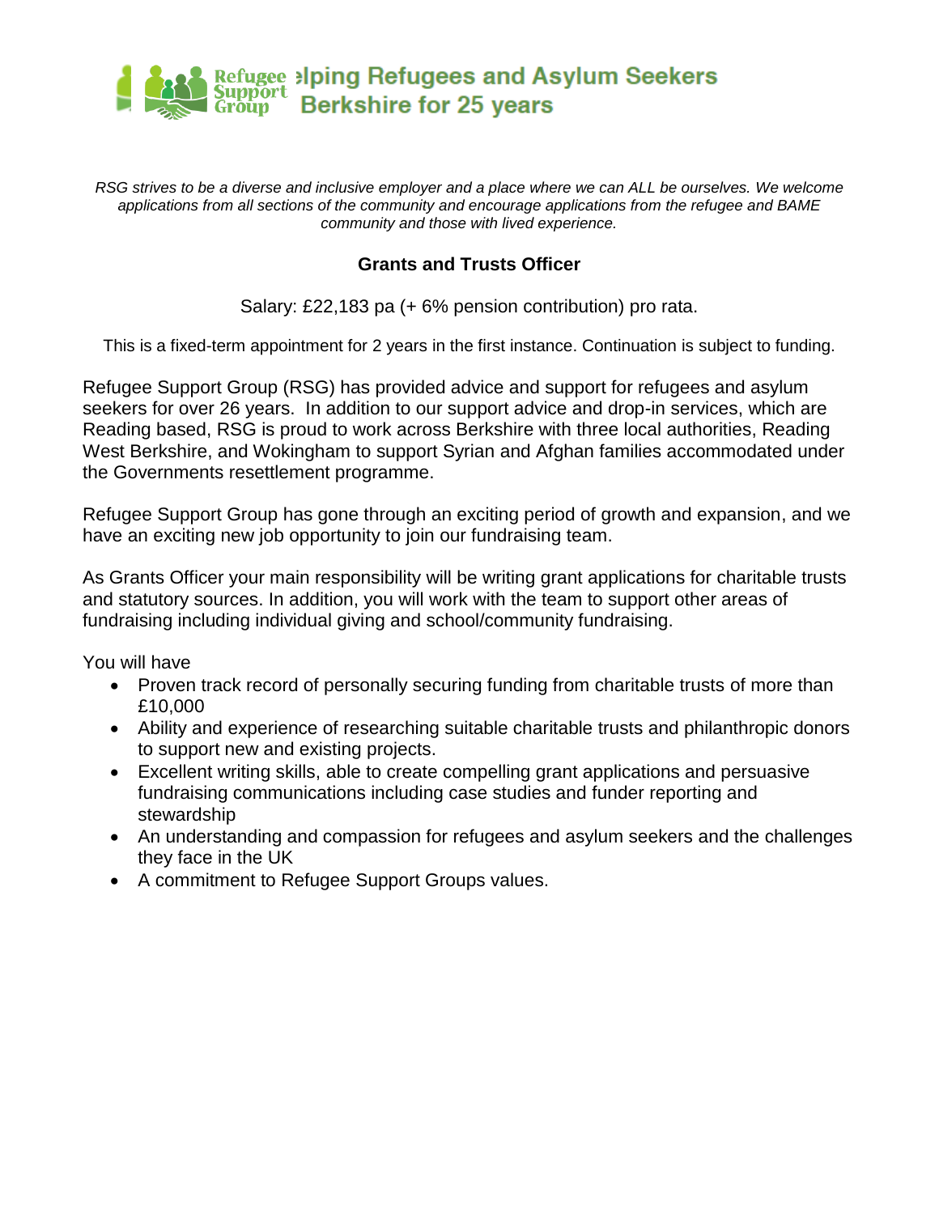Refugee Support Group — elping Refugees and Asylum Seekers Berkshire for 25 years

*RSG strives to be a diverse and inclusive employer and a place where we can ALL be ourselves. We welcome applications from all sections of the community and encourage applications from the refugee and BAME community and those with lived experience.*

## Grants and Trusts Officer

Salary: £22,183 pa (+ 6% pension contribution) pro rata.

This is a fixed-term appointment for 2 years in the first instance. Continuation is subject to funding.

Refugee Support Group (RSG) has provided advice and support for refugees and asylum seekers for over 26 years. In addition to our support advice and drop-in services, which are Reading based, RSG is proud to work across Berkshire with three local authorities, Reading West Berkshire, and Wokingham to support Syrian and Afghan families accommodated under the Governments resettlement programme.

Refugee Support Group has gone through an exciting period of growth and expansion, and we have an exciting new job opportunity to join our fundraising team.

As Grants Officer your main responsibility will be writing grant applications for charitable trusts and statutory sources. In addition, you will work with the team to support other areas of fundraising including individual giving and school/community fundraising.

You will have

- Proven track record of personally securing funding from charitable trusts of more than £10,000
- Ability and experience of researching suitable charitable trusts and philanthropic donors to support new and existing projects.
- Excellent writing skills, able to create compelling grant applications and persuasive fundraising communications including case studies and funder reporting and stewardship
- An understanding and compassion for refugees and asylum seekers and the challenges they face in the UK
- A commitment to Refugee Support Groups values.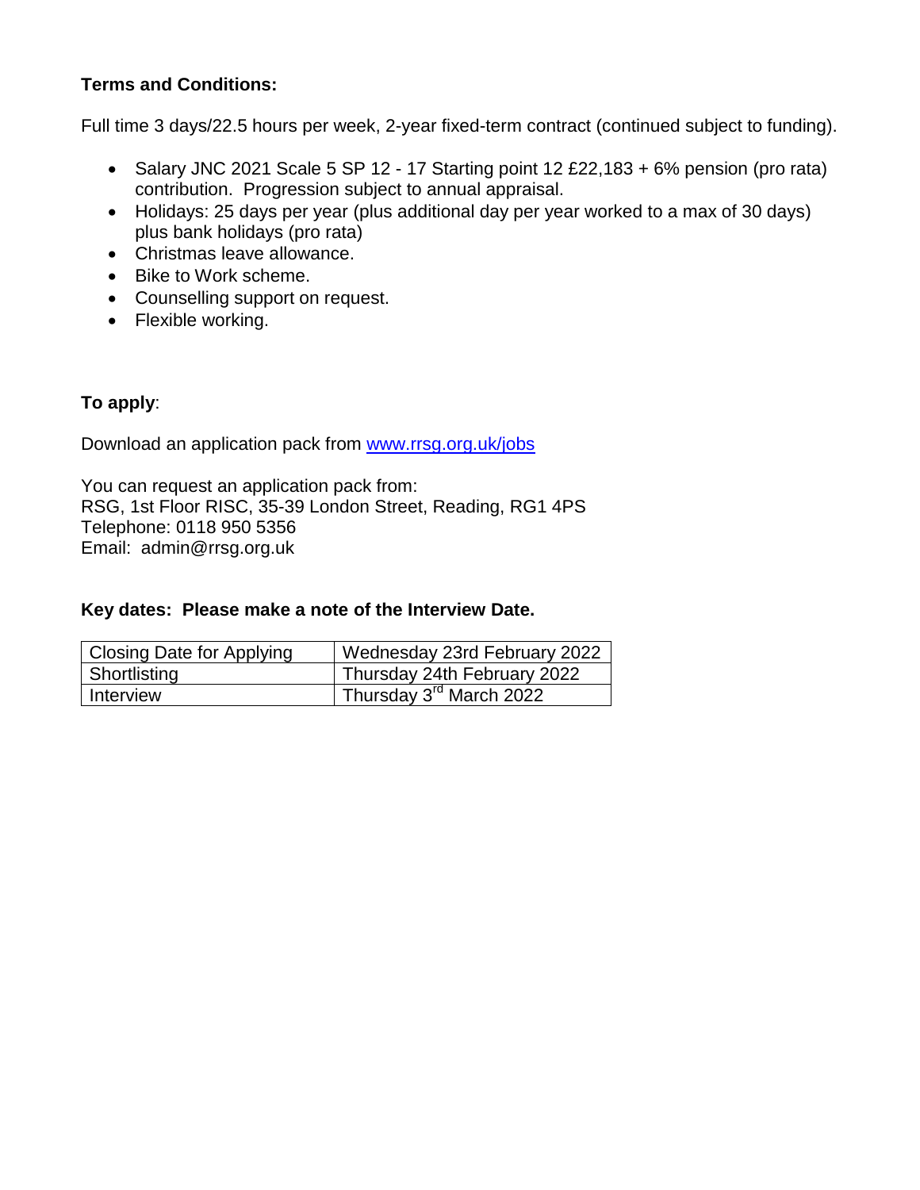**Terms and Conditions:**

Full time 3 days/22.5 hours per week, 2-year fixed-term contract (continued subject to funding).

- Salary JNC 2021 Scale 5 SP 12 - 17 Starting point 12 £22,183 + 6% pension (pro rata) contribution. Progression subject to annual appraisal.
- Holidays: 25 days per year (plus additional day per year worked to a max of 30 days) plus bank holidays (pro rata)
- Christmas leave allowance.
- Bike to Work scheme.
- Counselling support on request.
- Flexible working.

**To apply**:

Download an application pack from [www.rrsg.org.uk/jobs](http://www.rrsg.org.uk/jobs)

You can request an application pack from:
RSG, 1st Floor RISC, 35-39 London Street, Reading, RG1 4PS
Telephone: 0118 950 5356
Email: admin@rrsg.org.uk

**Key dates: Please make a note of the Interview Date.**

| Closing Date for Applying | Wednesday 23rd February 2022 |
|---|---|
| Shortlisting | Thursday 24th February 2022 |
| Interview | Thursday 3rd March 2022 |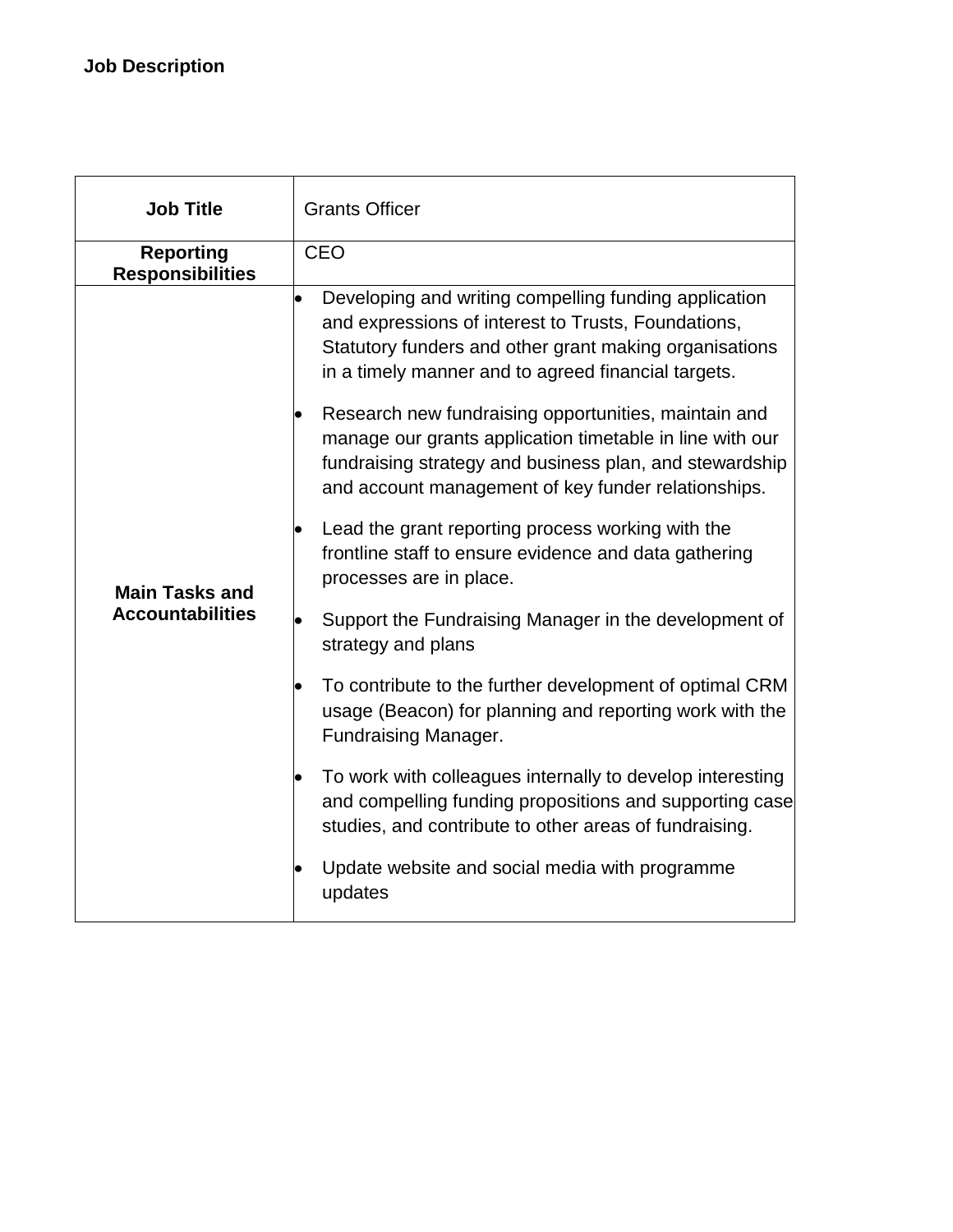**Job Description**

| **Job Title** | Grants Officer |
|---|---|
| **Reporting Responsibilities** | CEO |
| **Main Tasks and Accountabilities** | • Developing and writing compelling funding application and expressions of interest to Trusts, Foundations, Statutory funders and other grant making organisations in a timely manner and to agreed financial targets.<br>• Research new fundraising opportunities, maintain and manage our grants application timetable in line with our fundraising strategy and business plan, and stewardship and account management of key funder relationships.<br>• Lead the grant reporting process working with the frontline staff to ensure evidence and data gathering processes are in place.<br>• Support the Fundraising Manager in the development of strategy and plans<br>• To contribute to the further development of optimal CRM usage (Beacon) for planning and reporting work with the Fundraising Manager.<br>• To work with colleagues internally to develop interesting and compelling funding propositions and supporting case studies, and contribute to other areas of fundraising.<br>• Update website and social media with programme updates |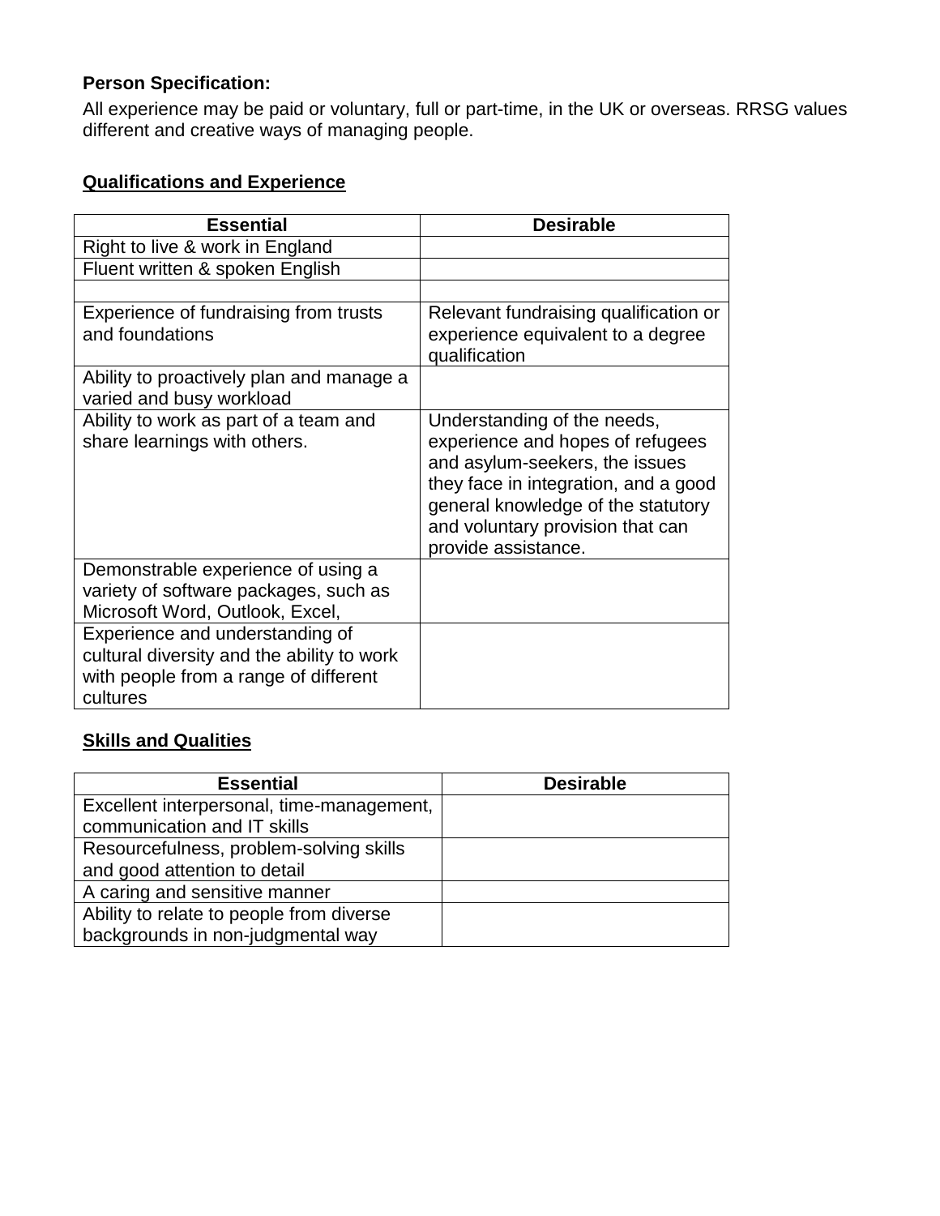**Person Specification:**

All experience may be paid or voluntary, full or part-time, in the UK or overseas. RRSG values different and creative ways of managing people.

**Qualifications and Experience**

| Essential | Desirable |
|---|---|
| Right to live & work in England | |
| Fluent written & spoken English | |
| | |
| Experience of fundraising from trusts and foundations | Relevant fundraising qualification or experience equivalent to a degree qualification |
| Ability to proactively plan and manage a varied and busy workload | |
| Ability to work as part of a team and share learnings with others. | Understanding of the needs, experience and hopes of refugees and asylum-seekers, the issues they face in integration, and a good general knowledge of the statutory and voluntary provision that can provide assistance. |
| Demonstrable experience of using a variety of software packages, such as Microsoft Word, Outlook, Excel, | |
| Experience and understanding of cultural diversity and the ability to work with people from a range of different cultures | |

**Skills and Qualities**

| Essential | Desirable |
|---|---|
| Excellent interpersonal, time-management, communication and IT skills | |
| Resourcefulness, problem-solving skills and good attention to detail | |
| A caring and sensitive manner | |
| Ability to relate to people from diverse backgrounds in non-judgmental way | |